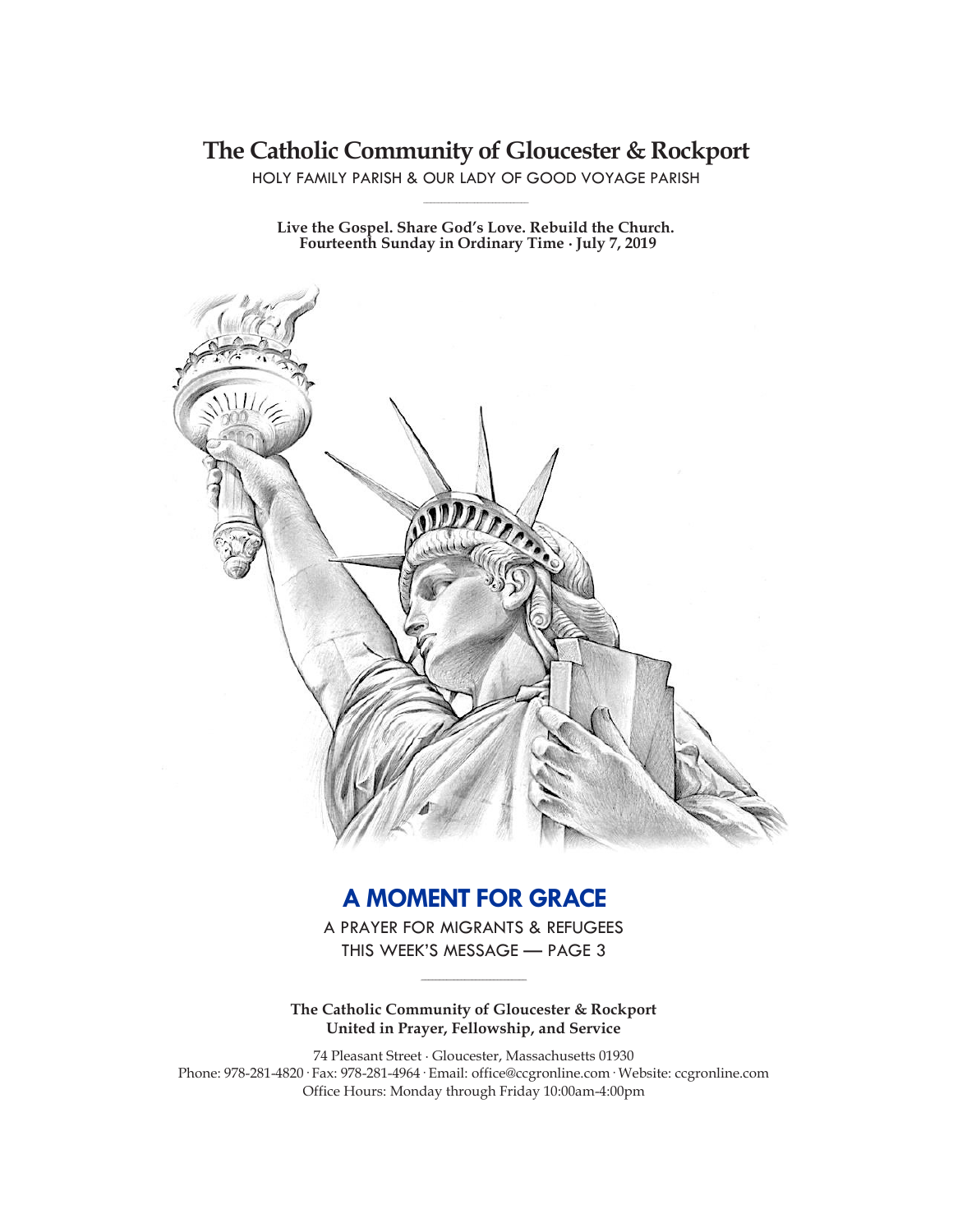# The Catholic Community of Gloucester & Rockport

HOLY FAMILY PARISH & OUR LADY OF GOOD VOYAGE PARISH

**Live the Gospel. Share God's Love. Rebuild the Church.**
**Fourteenth Sunday in Ordinary Time · July 7, 2019**

## A MOMENT FOR GRACE

A PRAYER FOR MIGRANTS & REFUGEES
THIS WEEK'S MESSAGE — PAGE 3

**The Catholic Community of Gloucester & Rockport**
**United in Prayer, Fellowship, and Service**

74 Pleasant Street · Gloucester, Massachusetts 01930
Phone: 978-281-4820 · Fax: 978-281-4964 · Email: office@ccgronline.com · Website: ccgronline.com
Office Hours: Monday through Friday 10:00am-4:00pm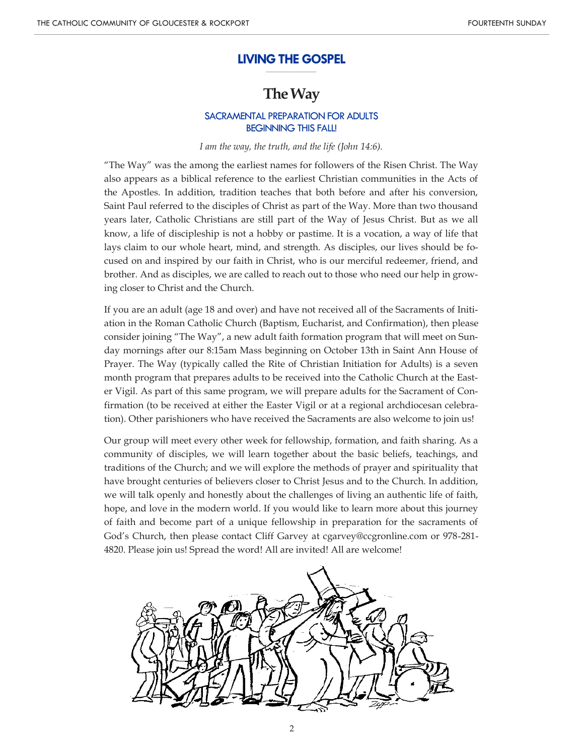## LIVING THE GOSPEL

# The Way

### SACRAMENTAL PREPARATION FOR ADULTS BEGINNING THIS FALL!

*I am the way, the truth, and the life (John 14:6).*

"The Way" was the among the earliest names for followers of the Risen Christ. The Way also appears as a biblical reference to the earliest Christian communities in the Acts of the Apostles. In addition, tradition teaches that both before and after his conversion, Saint Paul referred to the disciples of Christ as part of the Way. More than two thousand years later, Catholic Christians are still part of the Way of Jesus Christ. But as we all know, a life of discipleship is not a hobby or pastime. It is a vocation, a way of life that lays claim to our whole heart, mind, and strength. As disciples, our lives should be focused on and inspired by our faith in Christ, who is our merciful redeemer, friend, and brother. And as disciples, we are called to reach out to those who need our help in growing closer to Christ and the Church.

If you are an adult (age 18 and over) and have not received all of the Sacraments of Initiation in the Roman Catholic Church (Baptism, Eucharist, and Confirmation), then please consider joining "The Way", a new adult faith formation program that will meet on Sunday mornings after our 8:15am Mass beginning on October 13th in Saint Ann House of Prayer. The Way (typically called the Rite of Christian Initiation for Adults) is a seven month program that prepares adults to be received into the Catholic Church at the Easter Vigil. As part of this same program, we will prepare adults for the Sacrament of Confirmation (to be received at either the Easter Vigil or at a regional archdiocesan celebration). Other parishioners who have received the Sacraments are also welcome to join us!

Our group will meet every other week for fellowship, formation, and faith sharing. As a community of disciples, we will learn together about the basic beliefs, teachings, and traditions of the Church; and we will explore the methods of prayer and spirituality that have brought centuries of believers closer to Christ Jesus and to the Church. In addition, we will talk openly and honestly about the challenges of living an authentic life of faith, hope, and love in the modern world. If you would like to learn more about this journey of faith and become part of a unique fellowship in preparation for the sacraments of God's Church, then please contact Cliff Garvey at cgarvey@ccgronline.com or 978-281-4820. Please join us! Spread the word! All are invited! All are welcome!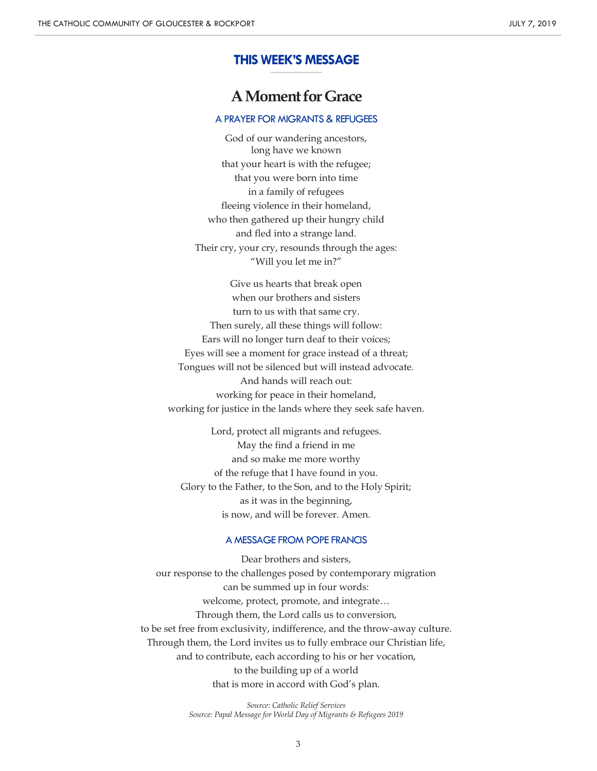## THIS WEEK'S MESSAGE

# A Moment for Grace

### A PRAYER FOR MIGRANTS & REFUGEES

God of our wandering ancestors,  
long have we known  
that your heart is with the refugee;  
that you were born into time  
in a family of refugees  
fleeing violence in their homeland,  
who then gathered up their hungry child  
and fled into a strange land.  
Their cry, your cry, resounds through the ages:  
"Will you let me in?"

Give us hearts that break open  
when our brothers and sisters  
turn to us with that same cry.  
Then surely, all these things will follow:  
Ears will no longer turn deaf to their voices;  
Eyes will see a moment for grace instead of a threat;  
Tongues will not be silenced but will instead advocate.  
And hands will reach out:  
working for peace in their homeland,  
working for justice in the lands where they seek safe haven.

Lord, protect all migrants and refugees.  
May the find a friend in me  
and so make me more worthy  
of the refuge that I have found in you.  
Glory to the Father, to the Son, and to the Holy Spirit;  
as it was in the beginning,  
is now, and will be forever. Amen.

### A MESSAGE FROM POPE FRANCIS

Dear brothers and sisters,  
our response to the challenges posed by contemporary migration  
can be summed up in four words:  
welcome, protect, promote, and integrate…  
Through them, the Lord calls us to conversion,  
to be set free from exclusivity, indifference, and the throw-away culture.  
Through them, the Lord invites us to fully embrace our Christian life,  
and to contribute, each according to his or her vocation,  
to the building up of a world  
that is more in accord with God's plan.

*Source: Catholic Relief Services*  
*Source: Papal Message for World Day of Migrants & Refugees 2019*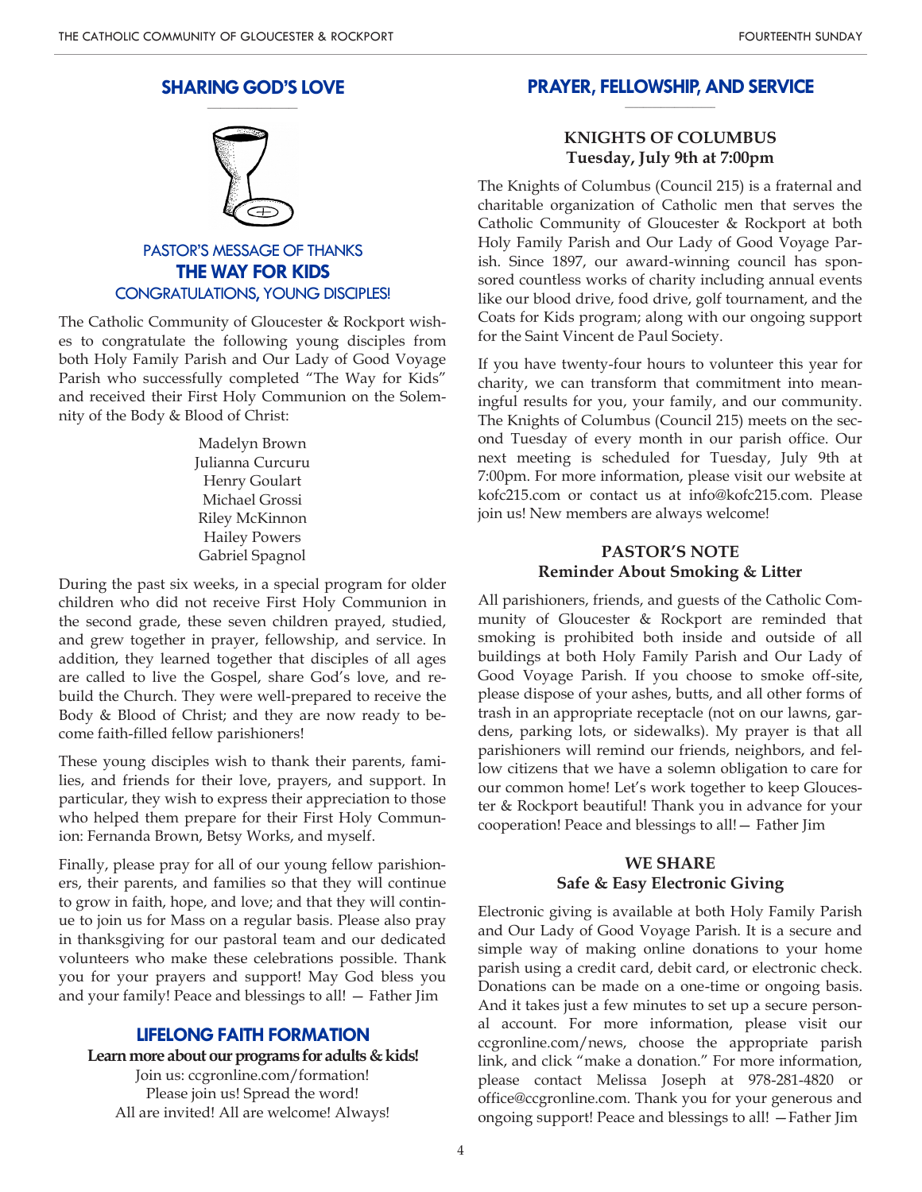## SHARING GOD'S LOVE

### PASTOR'S MESSAGE OF THANKS
### THE WAY FOR KIDS
### CONGRATULATIONS, YOUNG DISCIPLES!

The Catholic Community of Gloucester & Rockport wishes to congratulate the following young disciples from both Holy Family Parish and Our Lady of Good Voyage Parish who successfully completed "The Way for Kids" and received their First Holy Communion on the Solemnity of the Body & Blood of Christ:

Madelyn Brown
Julianna Curcuru
Henry Goulart
Michael Grossi
Riley McKinnon
Hailey Powers
Gabriel Spagnol

During the past six weeks, in a special program for older children who did not receive First Holy Communion in the second grade, these seven children prayed, studied, and grew together in prayer, fellowship, and service. In addition, they learned together that disciples of all ages are called to live the Gospel, share God's love, and rebuild the Church. They were well-prepared to receive the Body & Blood of Christ; and they are now ready to become faith-filled fellow parishioners!

These young disciples wish to thank their parents, families, and friends for their love, prayers, and support. In particular, they wish to express their appreciation to those who helped them prepare for their First Holy Communion: Fernanda Brown, Betsy Works, and myself.

Finally, please pray for all of our young fellow parishioners, their parents, and families so that they will continue to grow in faith, hope, and love; and that they will continue to join us for Mass on a regular basis. Please also pray in thanksgiving for our pastoral team and our dedicated volunteers who make these celebrations possible. Thank you for your prayers and support! May God bless you and your family! Peace and blessings to all! — Father Jim

## LIFELONG FAITH FORMATION

**Learn more about our programs for adults & kids!**
Join us: ccgronline.com/formation!
Please join us! Spread the word!
All are invited! All are welcome! Always!

## PRAYER, FELLOWSHIP, AND SERVICE

### KNIGHTS OF COLUMBUS
### Tuesday, July 9th at 7:00pm

The Knights of Columbus (Council 215) is a fraternal and charitable organization of Catholic men that serves the Catholic Community of Gloucester & Rockport at both Holy Family Parish and Our Lady of Good Voyage Parish. Since 1897, our award-winning council has sponsored countless works of charity including annual events like our blood drive, food drive, golf tournament, and the Coats for Kids program; along with our ongoing support for the Saint Vincent de Paul Society.

If you have twenty-four hours to volunteer this year for charity, we can transform that commitment into meaningful results for you, your family, and our community. The Knights of Columbus (Council 215) meets on the second Tuesday of every month in our parish office. Our next meeting is scheduled for Tuesday, July 9th at 7:00pm. For more information, please visit our website at kofc215.com or contact us at info@kofc215.com. Please join us! New members are always welcome!

### PASTOR'S NOTE
### Reminder About Smoking & Litter

All parishioners, friends, and guests of the Catholic Community of Gloucester & Rockport are reminded that smoking is prohibited both inside and outside of all buildings at both Holy Family Parish and Our Lady of Good Voyage Parish. If you choose to smoke off-site, please dispose of your ashes, butts, and all other forms of trash in an appropriate receptacle (not on our lawns, gardens, parking lots, or sidewalks). My prayer is that all parishioners will remind our friends, neighbors, and fellow citizens that we have a solemn obligation to care for our common home! Let's work together to keep Gloucester & Rockport beautiful! Thank you in advance for your cooperation! Peace and blessings to all!— Father Jim

### WE SHARE
### Safe & Easy Electronic Giving

Electronic giving is available at both Holy Family Parish and Our Lady of Good Voyage Parish. It is a secure and simple way of making online donations to your home parish using a credit card, debit card, or electronic check. Donations can be made on a one-time or ongoing basis. And it takes just a few minutes to set up a secure personal account. For more information, please visit our ccgronline.com/news, choose the appropriate parish link, and click "make a donation." For more information, please contact Melissa Joseph at 978-281-4820 or office@ccgronline.com. Thank you for your generous and ongoing support! Peace and blessings to all! —Father Jim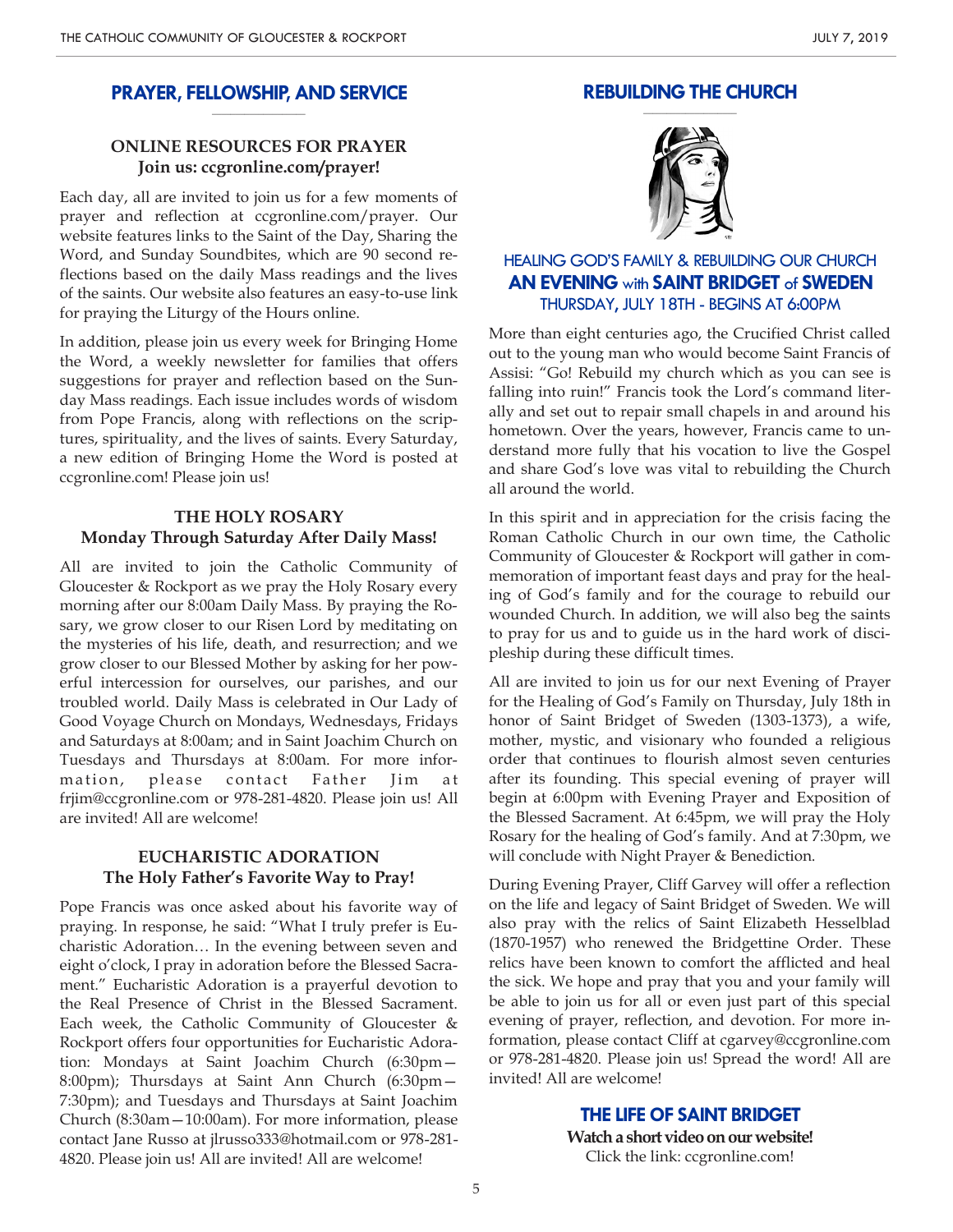## PRAYER, FELLOWSHIP, AND SERVICE

### ONLINE RESOURCES FOR PRAYER
**Join us: ccgronline.com/prayer!**

Each day, all are invited to join us for a few moments of prayer and reflection at ccgronline.com/prayer. Our website features links to the Saint of the Day, Sharing the Word, and Sunday Soundbites, which are 90 second reflections based on the daily Mass readings and the lives of the saints. Our website also features an easy-to-use link for praying the Liturgy of the Hours online.

In addition, please join us every week for Bringing Home the Word, a weekly newsletter for families that offers suggestions for prayer and reflection based on the Sunday Mass readings. Each issue includes words of wisdom from Pope Francis, along with reflections on the scriptures, spirituality, and the lives of saints. Every Saturday, a new edition of Bringing Home the Word is posted at ccgronline.com! Please join us!

### THE HOLY ROSARY
**Monday Through Saturday After Daily Mass!**

All are invited to join the Catholic Community of Gloucester & Rockport as we pray the Holy Rosary every morning after our 8:00am Daily Mass. By praying the Rosary, we grow closer to our Risen Lord by meditating on the mysteries of his life, death, and resurrection; and we grow closer to our Blessed Mother by asking for her powerful intercession for ourselves, our parishes, and our troubled world. Daily Mass is celebrated in Our Lady of Good Voyage Church on Mondays, Wednesdays, Fridays and Saturdays at 8:00am; and in Saint Joachim Church on Tuesdays and Thursdays at 8:00am. For more information, please contact Father Jim at frjim@ccgronline.com or 978-281-4820. Please join us! All are invited! All are welcome!

### EUCHARISTIC ADORATION
**The Holy Father's Favorite Way to Pray!**

Pope Francis was once asked about his favorite way of praying. In response, he said: "What I truly prefer is Eucharistic Adoration… In the evening between seven and eight o'clock, I pray in adoration before the Blessed Sacrament." Eucharistic Adoration is a prayerful devotion to the Real Presence of Christ in the Blessed Sacrament. Each week, the Catholic Community of Gloucester & Rockport offers four opportunities for Eucharistic Adoration: Mondays at Saint Joachim Church (6:30pm—8:00pm); Thursdays at Saint Ann Church (6:30pm—7:30pm); and Tuesdays and Thursdays at Saint Joachim Church (8:30am—10:00am). For more information, please contact Jane Russo at jlrusso333@hotmail.com or 978-281-4820. Please join us! All are invited! All are welcome!

## REBUILDING THE CHURCH

### HEALING GOD'S FAMILY & REBUILDING OUR CHURCH
### AN EVENING with SAINT BRIDGET of SWEDEN
**THURSDAY, JULY 18TH - BEGINS AT 6:00PM**

More than eight centuries ago, the Crucified Christ called out to the young man who would become Saint Francis of Assisi: "Go! Rebuild my church which as you can see is falling into ruin!" Francis took the Lord's command literally and set out to repair small chapels in and around his hometown. Over the years, however, Francis came to understand more fully that his vocation to live the Gospel and share God's love was vital to rebuilding the Church all around the world.

In this spirit and in appreciation for the crisis facing the Roman Catholic Church in our own time, the Catholic Community of Gloucester & Rockport will gather in commemoration of important feast days and pray for the healing of God's family and for the courage to rebuild our wounded Church. In addition, we will also beg the saints to pray for us and to guide us in the hard work of discipleship during these difficult times.

All are invited to join us for our next Evening of Prayer for the Healing of God's Family on Thursday, July 18th in honor of Saint Bridget of Sweden (1303-1373), a wife, mother, mystic, and visionary who founded a religious order that continues to flourish almost seven centuries after its founding. This special evening of prayer will begin at 6:00pm with Evening Prayer and Exposition of the Blessed Sacrament. At 6:45pm, we will pray the Holy Rosary for the healing of God's family. And at 7:30pm, we will conclude with Night Prayer & Benediction.

During Evening Prayer, Cliff Garvey will offer a reflection on the life and legacy of Saint Bridget of Sweden. We will also pray with the relics of Saint Elizabeth Hesselblad (1870-1957) who renewed the Bridgettine Order. These relics have been known to comfort the afflicted and heal the sick. We hope and pray that you and your family will be able to join us for all or even just part of this special evening of prayer, reflection, and devotion. For more information, please contact Cliff at cgarvey@ccgronline.com or 978-281-4820. Please join us! Spread the word! All are invited! All are welcome!

### THE LIFE OF SAINT BRIDGET
**Watch a short video on our website!**
Click the link: ccgronline.com!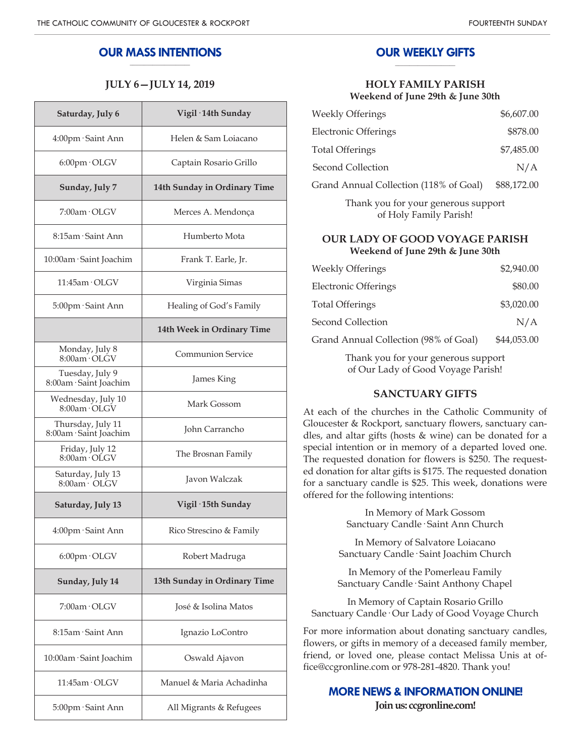## OUR MASS INTENTIONS

### JULY 6—JULY 14, 2019

| Saturday, July 6 | Vigil · 14th Sunday |
|---|---|
| 4:00pm · Saint Ann | Helen & Sam Loiacano |
| 6:00pm · OLGV | Captain Rosario Grillo |
| **Sunday, July 7** | **14th Sunday in Ordinary Time** |
| 7:00am · OLGV | Merces A. Mendonça |
| 8:15am · Saint Ann | Humberto Mota |
| 10:00am · Saint Joachim | Frank T. Earle, Jr. |
| 11:45am · OLGV | Virginia Simas |
| 5:00pm · Saint Ann | Healing of God's Family |
| | **14th Week in Ordinary Time** |
| Monday, July 8 8:00am · OLGV | Communion Service |
| Tuesday, July 9 8:00am · Saint Joachim | James King |
| Wednesday, July 10 8:00am · OLGV | Mark Gossom |
| Thursday, July 11 8:00am · Saint Joachim | John Carrancho |
| Friday, July 12 8:00am · OLGV | The Brosnan Family |
| Saturday, July 13 8:00am · OLGV | Javon Walczak |
| **Saturday, July 13** | **Vigil · 15th Sunday** |
| 4:00pm · Saint Ann | Rico Strescino & Family |
| 6:00pm · OLGV | Robert Madruga |
| **Sunday, July 14** | **13th Sunday in Ordinary Time** |
| 7:00am · OLGV | José & Isolina Matos |
| 8:15am · Saint Ann | Ignazio LoContro |
| 10:00am · Saint Joachim | Oswald Ajavon |
| 11:45am · OLGV | Manuel & Maria Achadinha |
| 5:00pm · Saint Ann | All Migrants & Refugees |

## OUR WEEKLY GIFTS

### HOLY FAMILY PARISH
**Weekend of June 29th & June 30th**

| | |
|---|---|
| Weekly Offerings | $6,607.00 |
| Electronic Offerings | $878.00 |
| Total Offerings | $7,485.00 |
| Second Collection | N/A |
| Grand Annual Collection (118% of Goal) | $88,172.00 |

Thank you for your generous support of Holy Family Parish!

### OUR LADY OF GOOD VOYAGE PARISH
**Weekend of June 29th & June 30th**

| | |
|---|---|
| Weekly Offerings | $2,940.00 |
| Electronic Offerings | $80.00 |
| Total Offerings | $3,020.00 |
| Second Collection | N/A |
| Grand Annual Collection (98% of Goal) | $44,053.00 |

Thank you for your generous support of Our Lady of Good Voyage Parish!

### SANCTUARY GIFTS

At each of the churches in the Catholic Community of Gloucester & Rockport, sanctuary flowers, sanctuary candles, and altar gifts (hosts & wine) can be donated for a special intention or in memory of a departed loved one. The requested donation for flowers is $250. The requested donation for altar gifts is $175. The requested donation for a sanctuary candle is $25. This week, donations were offered for the following intentions:

In Memory of Mark Gossom
Sanctuary Candle · Saint Ann Church

In Memory of Salvatore Loiacano
Sanctuary Candle · Saint Joachim Church

In Memory of the Pomerleau Family
Sanctuary Candle · Saint Anthony Chapel

In Memory of Captain Rosario Grillo
Sanctuary Candle · Our Lady of Good Voyage Church

For more information about donating sanctuary candles, flowers, or gifts in memory of a deceased family member, friend, or loved one, please contact Melissa Unis at office@ccgronline.com or 978-281-4820. Thank you!

## MORE NEWS & INFORMATION ONLINE!
**Join us: ccgronline.com!**